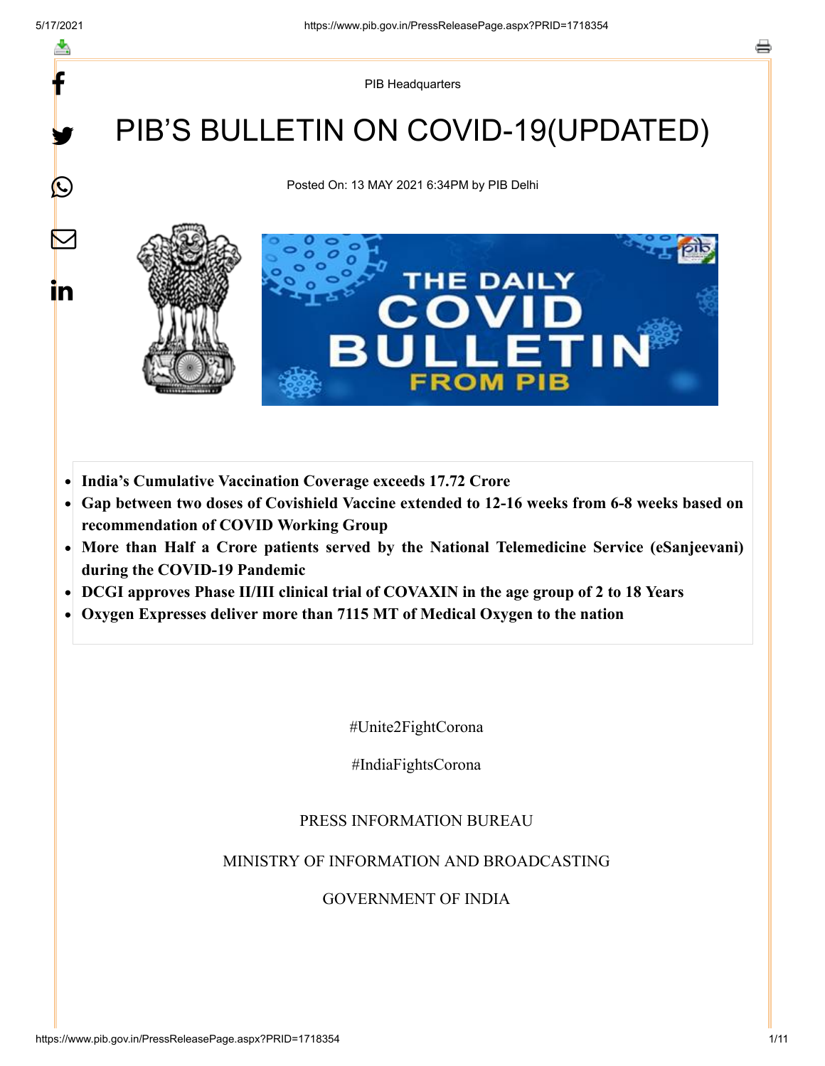PIB Headquarters

# PIB'S BULLETIN ON COVID-19(UPDATED)

Posted On: 13 MAY 2021 6:34PM by PIB Delhi

- **India's Cumulative Vaccination Coverage exceeds 17.72 Crore**
- **Gap between two doses of Covishield Vaccine extended to 12-16 weeks from 6-8 weeks based on recommendation of COVID Working Group**
- **More than Half a Crore patients served by the National Telemedicine Service (eSanjeevani) during the COVID-19 Pandemic**
- **DCGI approves Phase II/III clinical trial of COVAXIN in the age group of 2 to 18 Years**
- **Oxygen Expresses deliver more than 7115 MT of Medical Oxygen to the nation**

#Unite2FightCorona

#IndiaFightsCorona

PRESS INFORMATION BUREAU

MINISTRY OF INFORMATION AND BROADCASTING

GOVERNMENT OF INDIA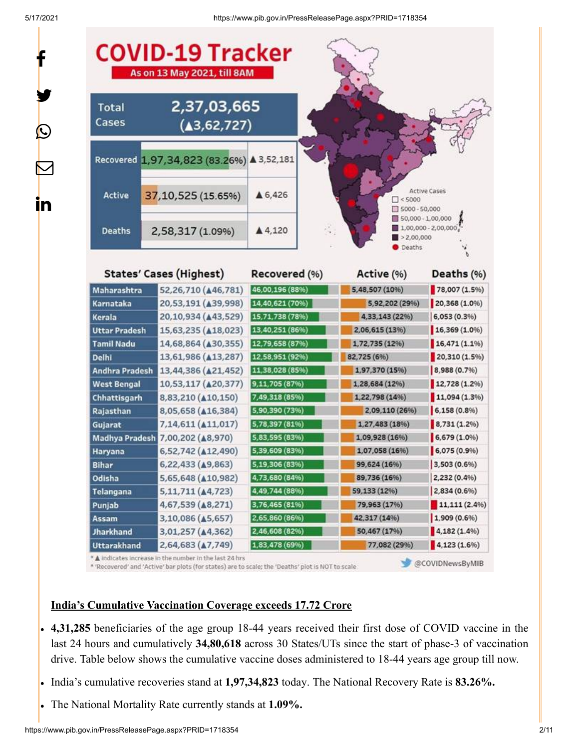COVID-19 Tracker

As on 13 May 2021, till 8AM

| | | |
|---|---|---|
| Total Cases | 2,37,03,665 (▲3,62,727) | |
| Recovered | 1,97,34,823 (83.26%) | ▲3,52,181 |
| Active | 37,10,525 (15.65%) | ▲6,426 |
| Deaths | 2,58,317 (1.09%) | ▲4,120 |

Active Cases
< 5000
5000 - 50,000
50,000 - 1,00,000
1,00,000 - 2,00,000
> 2,00,000
Deaths

| States' Cases (Highest) | | Recovered (%) | Active (%) | Deaths (%) |
|---|---|---|---|---|
| Maharashtra | 52,26,710 (▲46,781) | 46,00,196 (88%) | 5,48,507 (10%) | 78,007 (1.5%) |
| Karnataka | 20,53,191 (▲39,998) | 14,40,621 (70%) | 5,92,202 (29%) | 20,368 (1.0%) |
| Kerala | 20,10,934 (▲43,529) | 15,71,738 (78%) | 4,33,143 (22%) | 6,053 (0.3%) |
| Uttar Pradesh | 15,63,235 (▲18,023) | 13,40,251 (86%) | 2,06,615 (13%) | 16,369 (1.0%) |
| Tamil Nadu | 14,68,864 (▲30,355) | 12,79,658 (87%) | 1,72,735 (12%) | 16,471 (1.1%) |
| Delhi | 13,61,986 (▲13,287) | 12,58,951 (92%) | 82,725 (6%) | 20,310 (1.5%) |
| Andhra Pradesh | 13,44,386 (▲21,452) | 11,38,028 (85%) | 1,97,370 (15%) | 8,988 (0.7%) |
| West Bengal | 10,53,117 (▲20,377) | 9,11,705 (87%) | 1,28,684 (12%) | 12,728 (1.2%) |
| Chhattisgarh | 8,83,210 (▲10,150) | 7,49,318 (85%) | 1,22,798 (14%) | 11,094 (1.3%) |
| Rajasthan | 8,05,658 (▲16,384) | 5,90,390 (73%) | 2,09,110 (26%) | 6,158 (0.8%) |
| Gujarat | 7,14,611 (▲11,017) | 5,78,397 (81%) | 1,27,483 (18%) | 8,731 (1.2%) |
| Madhya Pradesh | 7,00,202 (▲8,970) | 5,83,595 (83%) | 1,09,928 (16%) | 6,679 (1.0%) |
| Haryana | 6,52,742 (▲12,490) | 5,39,609 (83%) | 1,07,058 (16%) | 6,075 (0.9%) |
| Bihar | 6,22,433 (▲9,863) | 5,19,306 (83%) | 99,624 (16%) | 3,503 (0.6%) |
| Odisha | 5,65,648 (▲10,982) | 4,73,680 (84%) | 89,736 (16%) | 2,232 (0.4%) |
| Telangana | 5,11,711 (▲4,723) | 4,49,744 (88%) | 59,133 (12%) | 2,834 (0.6%) |
| Punjab | 4,67,539 (▲8,271) | 3,76,465 (81%) | 79,963 (17%) | 11,111 (2.4%) |
| Assam | 3,10,086 (▲5,657) | 2,65,860 (86%) | 42,317 (14%) | 1,909 (0.6%) |
| Jharkhand | 3,01,257 (▲4,362) | 2,46,608 (82%) | 50,467 (17%) | 4,182 (1.4%) |
| Uttarakhand | 2,64,683 (▲7,749) | 1,83,478 (69%) | 77,082 (29%) | 4,123 (1.6%) |

* ▲ indicates increase in the number in the last 24 hrs
* 'Recovered' and 'Active' bar plots (for states) are to scale; the 'Deaths' plot is NOT to scale

@COVIDNewsByMIB

**India's Cumulative Vaccination Coverage exceeds 17.72 Crore**

- **4,31,285** beneficiaries of the age group 18-44 years received their first dose of COVID vaccine in the last 24 hours and cumulatively **34,80,618** across 30 States/UTs since the start of phase-3 of vaccination drive. Table below shows the cumulative vaccine doses administered to 18-44 years age group till now.
- India's cumulative recoveries stand at **1,97,34,823** today. The National Recovery Rate is **83.26%.**
- The National Mortality Rate currently stands at **1.09%.**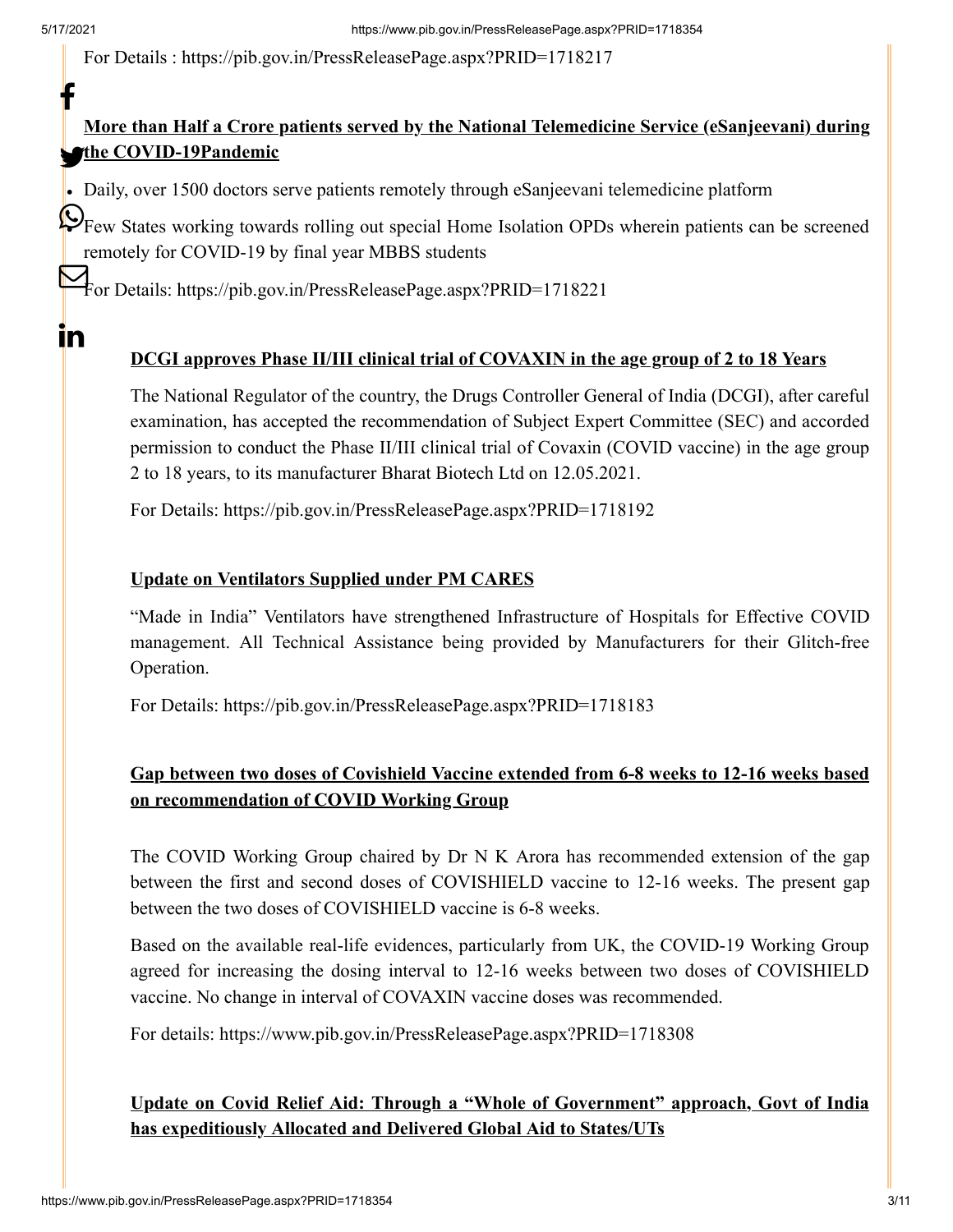For Details : https://pib.gov.in/PressReleasePage.aspx?PRID=1718217

**More than Half a Crore patients served by the National Telemedicine Service (eSanjeevani) during the COVID-19Pandemic**

- Daily, over 1500 doctors serve patients remotely through eSanjeevani telemedicine platform
- Few States working towards rolling out special Home Isolation OPDs wherein patients can be screened remotely for COVID-19 by final year MBBS students

For Details: https://pib.gov.in/PressReleasePage.aspx?PRID=1718221

**DCGI approves Phase II/III clinical trial of COVAXIN in the age group of 2 to 18 Years**

The National Regulator of the country, the Drugs Controller General of India (DCGI), after careful examination, has accepted the recommendation of Subject Expert Committee (SEC) and accorded permission to conduct the Phase II/III clinical trial of Covaxin (COVID vaccine) in the age group 2 to 18 years, to its manufacturer Bharat Biotech Ltd on 12.05.2021.

For Details: https://pib.gov.in/PressReleasePage.aspx?PRID=1718192

**Update on Ventilators Supplied under PM CARES**

"Made in India" Ventilators have strengthened Infrastructure of Hospitals for Effective COVID management. All Technical Assistance being provided by Manufacturers for their Glitch-free Operation.

For Details: https://pib.gov.in/PressReleasePage.aspx?PRID=1718183

**Gap between two doses of Covishield Vaccine extended from 6-8 weeks to 12-16 weeks based on recommendation of COVID Working Group**

The COVID Working Group chaired by Dr N K Arora has recommended extension of the gap between the first and second doses of COVISHIELD vaccine to 12-16 weeks. The present gap between the two doses of COVISHIELD vaccine is 6-8 weeks.

Based on the available real-life evidences, particularly from UK, the COVID-19 Working Group agreed for increasing the dosing interval to 12-16 weeks between two doses of COVISHIELD vaccine. No change in interval of COVAXIN vaccine doses was recommended.

For details: https://www.pib.gov.in/PressReleasePage.aspx?PRID=1718308

**Update on Covid Relief Aid: Through a "Whole of Government" approach, Govt of India has expeditiously Allocated and Delivered Global Aid to States/UTs**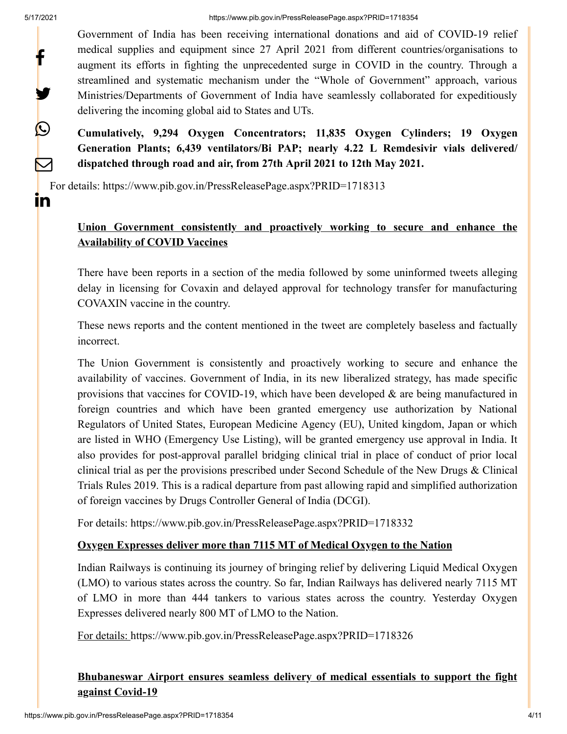Government of India has been receiving international donations and aid of COVID-19 relief medical supplies and equipment since 27 April 2021 from different countries/organisations to augment its efforts in fighting the unprecedented surge in COVID in the country. Through a streamlined and systematic mechanism under the "Whole of Government" approach, various Ministries/Departments of Government of India have seamlessly collaborated for expeditiously delivering the incoming global aid to States and UTs.

**Cumulatively, 9,294 Oxygen Concentrators; 11,835 Oxygen Cylinders; 19 Oxygen Generation Plants; 6,439 ventilators/Bi PAP; nearly 4.22 L Remdesivir vials delivered/ dispatched through road and air, from 27th April 2021 to 12th May 2021.**

For details: https://www.pib.gov.in/PressReleasePage.aspx?PRID=1718313

**Union Government consistently and proactively working to secure and enhance the Availability of COVID Vaccines**

There have been reports in a section of the media followed by some uninformed tweets alleging delay in licensing for Covaxin and delayed approval for technology transfer for manufacturing COVAXIN vaccine in the country.

These news reports and the content mentioned in the tweet are completely baseless and factually incorrect.

The Union Government is consistently and proactively working to secure and enhance the availability of vaccines. Government of India, in its new liberalized strategy, has made specific provisions that vaccines for COVID-19, which have been developed & are being manufactured in foreign countries and which have been granted emergency use authorization by National Regulators of United States, European Medicine Agency (EU), United kingdom, Japan or which are listed in WHO (Emergency Use Listing), will be granted emergency use approval in India. It also provides for post-approval parallel bridging clinical trial in place of conduct of prior local clinical trial as per the provisions prescribed under Second Schedule of the New Drugs & Clinical Trials Rules 2019. This is a radical departure from past allowing rapid and simplified authorization of foreign vaccines by Drugs Controller General of India (DCGI).

For details: https://www.pib.gov.in/PressReleasePage.aspx?PRID=1718332

**Oxygen Expresses deliver more than 7115 MT of Medical Oxygen to the Nation**

Indian Railways is continuing its journey of bringing relief by delivering Liquid Medical Oxygen (LMO) to various states across the country. So far, Indian Railways has delivered nearly 7115 MT of LMO in more than 444 tankers to various states across the country. Yesterday Oxygen Expresses delivered nearly 800 MT of LMO to the Nation.

For details: https://www.pib.gov.in/PressReleasePage.aspx?PRID=1718326

**Bhubaneswar Airport ensures seamless delivery of medical essentials to support the fight against Covid-19**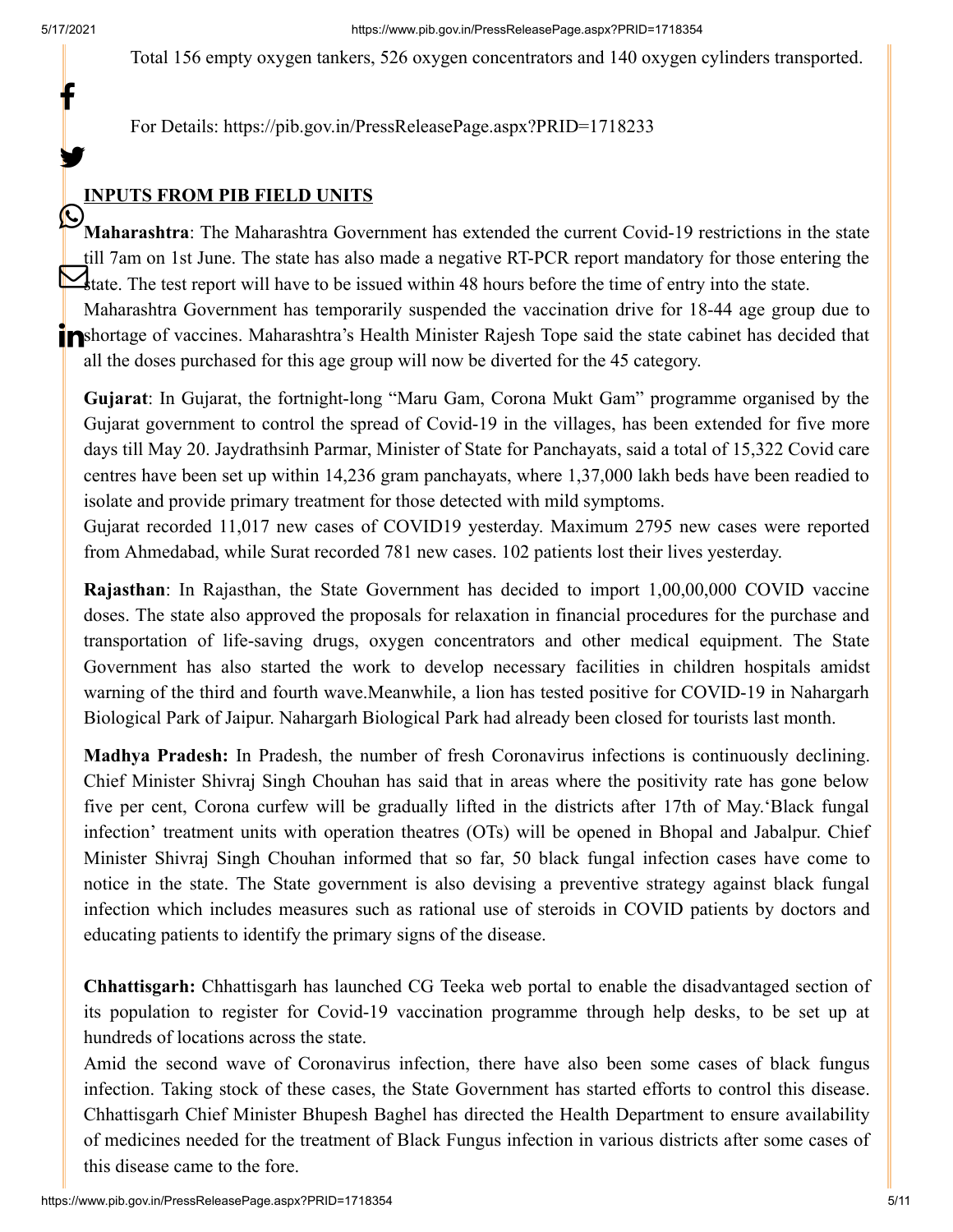Total 156 empty oxygen tankers, 526 oxygen concentrators and 140 oxygen cylinders transported.

For Details: https://pib.gov.in/PressReleasePage.aspx?PRID=1718233

**INPUTS FROM PIB FIELD UNITS**

**Maharashtra**: The Maharashtra Government has extended the current Covid-19 restrictions in the state till 7am on 1st June. The state has also made a negative RT-PCR report mandatory for those entering the state. The test report will have to be issued within 48 hours before the time of entry into the state.
Maharashtra Government has temporarily suspended the vaccination drive for 18-44 age group due to shortage of vaccines. Maharashtra's Health Minister Rajesh Tope said the state cabinet has decided that all the doses purchased for this age group will now be diverted for the 45 category.

**Gujarat**: In Gujarat, the fortnight-long "Maru Gam, Corona Mukt Gam" programme organised by the Gujarat government to control the spread of Covid-19 in the villages, has been extended for five more days till May 20. Jaydrathsinh Parmar, Minister of State for Panchayats, said a total of 15,322 Covid care centres have been set up within 14,236 gram panchayats, where 1,37,000 lakh beds have been readied to isolate and provide primary treatment for those detected with mild symptoms.
Gujarat recorded 11,017 new cases of COVID19 yesterday. Maximum 2795 new cases were reported from Ahmedabad, while Surat recorded 781 new cases. 102 patients lost their lives yesterday.

**Rajasthan**: In Rajasthan, the State Government has decided to import 1,00,00,000 COVID vaccine doses. The state also approved the proposals for relaxation in financial procedures for the purchase and transportation of life-saving drugs, oxygen concentrators and other medical equipment. The State Government has also started the work to develop necessary facilities in children hospitals amidst warning of the third and fourth wave.Meanwhile, a lion has tested positive for COVID-19 in Nahargarh Biological Park of Jaipur. Nahargarh Biological Park had already been closed for tourists last month.

**Madhya Pradesh:** In Pradesh, the number of fresh Coronavirus infections is continuously declining. Chief Minister Shivraj Singh Chouhan has said that in areas where the positivity rate has gone below five per cent, Corona curfew will be gradually lifted in the districts after 17th of May.'Black fungal infection' treatment units with operation theatres (OTs) will be opened in Bhopal and Jabalpur. Chief Minister Shivraj Singh Chouhan informed that so far, 50 black fungal infection cases have come to notice in the state. The State government is also devising a preventive strategy against black fungal infection which includes measures such as rational use of steroids in COVID patients by doctors and educating patients to identify the primary signs of the disease.

**Chhattisgarh:** Chhattisgarh has launched CG Teeka web portal to enable the disadvantaged section of its population to register for Covid-19 vaccination programme through help desks, to be set up at hundreds of locations across the state.
Amid the second wave of Coronavirus infection, there have also been some cases of black fungus infection. Taking stock of these cases, the State Government has started efforts to control this disease. Chhattisgarh Chief Minister Bhupesh Baghel has directed the Health Department to ensure availability of medicines needed for the treatment of Black Fungus infection in various districts after some cases of this disease came to the fore.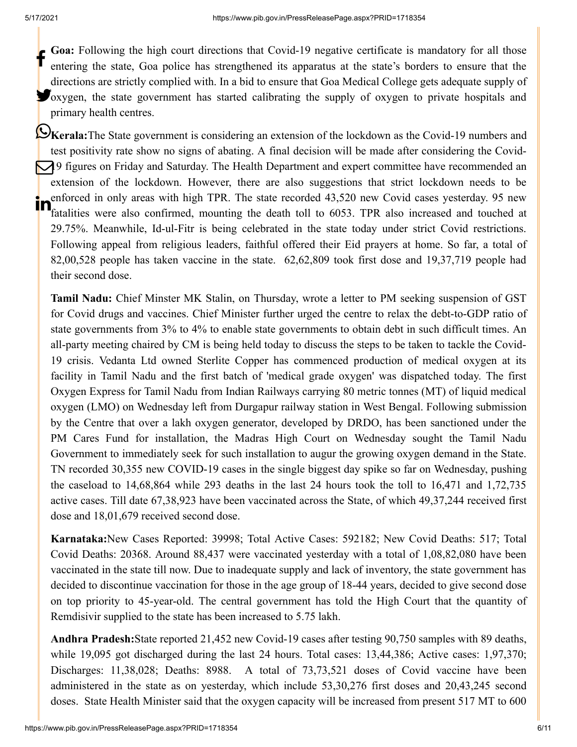**Goa:** Following the high court directions that Covid-19 negative certificate is mandatory for all those entering the state, Goa police has strengthened its apparatus at the state's borders to ensure that the directions are strictly complied with. In a bid to ensure that Goa Medical College gets adequate supply of oxygen, the state government has started calibrating the supply of oxygen to private hospitals and primary health centres.

**Kerala:**The State government is considering an extension of the lockdown as the Covid-19 numbers and test positivity rate show no signs of abating. A final decision will be made after considering the Covid-19 figures on Friday and Saturday. The Health Department and expert committee have recommended an extension of the lockdown. However, there are also suggestions that strict lockdown needs to be enforced in only areas with high TPR. The state recorded 43,520 new Covid cases yesterday. 95 new fatalities were also confirmed, mounting the death toll to 6053. TPR also increased and touched at 29.75%. Meanwhile, Id-ul-Fitr is being celebrated in the state today under strict Covid restrictions. Following appeal from religious leaders, faithful offered their Eid prayers at home. So far, a total of 82,00,528 people has taken vaccine in the state. 62,62,809 took first dose and 19,37,719 people had their second dose.

**Tamil Nadu:** Chief Minster MK Stalin, on Thursday, wrote a letter to PM seeking suspension of GST for Covid drugs and vaccines. Chief Minister further urged the centre to relax the debt-to-GDP ratio of state governments from 3% to 4% to enable state governments to obtain debt in such difficult times. An all-party meeting chaired by CM is being held today to discuss the steps to be taken to tackle the Covid-19 crisis. Vedanta Ltd owned Sterlite Copper has commenced production of medical oxygen at its facility in Tamil Nadu and the first batch of 'medical grade oxygen' was dispatched today. The first Oxygen Express for Tamil Nadu from Indian Railways carrying 80 metric tonnes (MT) of liquid medical oxygen (LMO) on Wednesday left from Durgapur railway station in West Bengal. Following submission by the Centre that over a lakh oxygen generator, developed by DRDO, has been sanctioned under the PM Cares Fund for installation, the Madras High Court on Wednesday sought the Tamil Nadu Government to immediately seek for such installation to augur the growing oxygen demand in the State. TN recorded 30,355 new COVID-19 cases in the single biggest day spike so far on Wednesday, pushing the caseload to 14,68,864 while 293 deaths in the last 24 hours took the toll to 16,471 and 1,72,735 active cases. Till date 67,38,923 have been vaccinated across the State, of which 49,37,244 received first dose and 18,01,679 received second dose.

**Karnataka:**New Cases Reported: 39998; Total Active Cases: 592182; New Covid Deaths: 517; Total Covid Deaths: 20368. Around 88,437 were vaccinated yesterday with a total of 1,08,82,080 have been vaccinated in the state till now. Due to inadequate supply and lack of inventory, the state government has decided to discontinue vaccination for those in the age group of 18-44 years, decided to give second dose on top priority to 45-year-old. The central government has told the High Court that the quantity of Remdisivir supplied to the state has been increased to 5.75 lakh.

**Andhra Pradesh:**State reported 21,452 new Covid-19 cases after testing 90,750 samples with 89 deaths, while 19,095 got discharged during the last 24 hours. Total cases: 13,44,386; Active cases: 1,97,370; Discharges: 11,38,028; Deaths: 8988. A total of 73,73,521 doses of Covid vaccine have been administered in the state as on yesterday, which include 53,30,276 first doses and 20,43,245 second doses. State Health Minister said that the oxygen capacity will be increased from present 517 MT to 600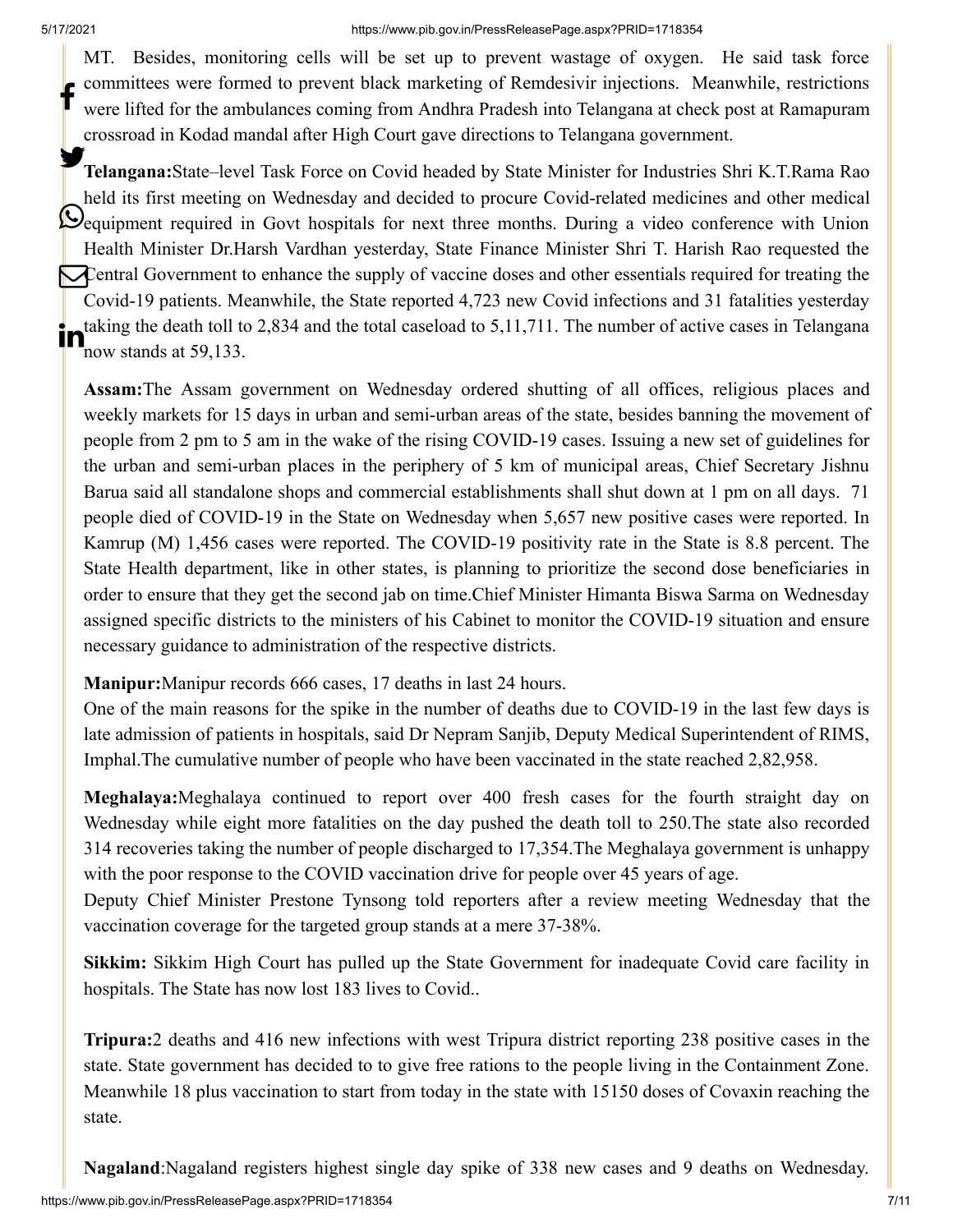MT. Besides, monitoring cells will be set up to prevent wastage of oxygen. He said task force committees were formed to prevent black marketing of Remdesivir injections. Meanwhile, restrictions were lifted for the ambulances coming from Andhra Pradesh into Telangana at check post at Ramapuram crossroad in Kodad mandal after High Court gave directions to Telangana government.

**Telangana:**State–level Task Force on Covid headed by State Minister for Industries Shri K.T.Rama Rao held its first meeting on Wednesday and decided to procure Covid-related medicines and other medical equipment required in Govt hospitals for next three months. During a video conference with Union Health Minister Dr.Harsh Vardhan yesterday, State Finance Minister Shri T. Harish Rao requested the Central Government to enhance the supply of vaccine doses and other essentials required for treating the Covid-19 patients. Meanwhile, the State reported 4,723 new Covid infections and 31 fatalities yesterday taking the death toll to 2,834 and the total caseload to 5,11,711. The number of active cases in Telangana now stands at 59,133.

**Assam:**The Assam government on Wednesday ordered shutting of all offices, religious places and weekly markets for 15 days in urban and semi-urban areas of the state, besides banning the movement of people from 2 pm to 5 am in the wake of the rising COVID-19 cases. Issuing a new set of guidelines for the urban and semi-urban places in the periphery of 5 km of municipal areas, Chief Secretary Jishnu Barua said all standalone shops and commercial establishments shall shut down at 1 pm on all days. 71 people died of COVID-19 in the State on Wednesday when 5,657 new positive cases were reported. In Kamrup (M) 1,456 cases were reported. The COVID-19 positivity rate in the State is 8.8 percent. The State Health department, like in other states, is planning to prioritize the second dose beneficiaries in order to ensure that they get the second jab on time.Chief Minister Himanta Biswa Sarma on Wednesday assigned specific districts to the ministers of his Cabinet to monitor the COVID-19 situation and ensure necessary guidance to administration of the respective districts.

**Manipur:**Manipur records 666 cases, 17 deaths in last 24 hours.
One of the main reasons for the spike in the number of deaths due to COVID-19 in the last few days is late admission of patients in hospitals, said Dr Nepram Sanjib, Deputy Medical Superintendent of RIMS, Imphal.The cumulative number of people who have been vaccinated in the state reached 2,82,958.

**Meghalaya:**Meghalaya continued to report over 400 fresh cases for the fourth straight day on Wednesday while eight more fatalities on the day pushed the death toll to 250.The state also recorded 314 recoveries taking the number of people discharged to 17,354.The Meghalaya government is unhappy with the poor response to the COVID vaccination drive for people over 45 years of age.
Deputy Chief Minister Prestone Tynsong told reporters after a review meeting Wednesday that the vaccination coverage for the targeted group stands at a mere 37-38%.

**Sikkim:** Sikkim High Court has pulled up the State Government for inadequate Covid care facility in hospitals. The State has now lost 183 lives to Covid..

**Tripura:**2 deaths and 416 new infections with west Tripura district reporting 238 positive cases in the state. State government has decided to to give free rations to the people living in the Containment Zone. Meanwhile 18 plus vaccination to start from today in the state with 15150 doses of Covaxin reaching the state.

**Nagaland**:Nagaland registers highest single day spike of 338 new cases and 9 deaths on Wednesday.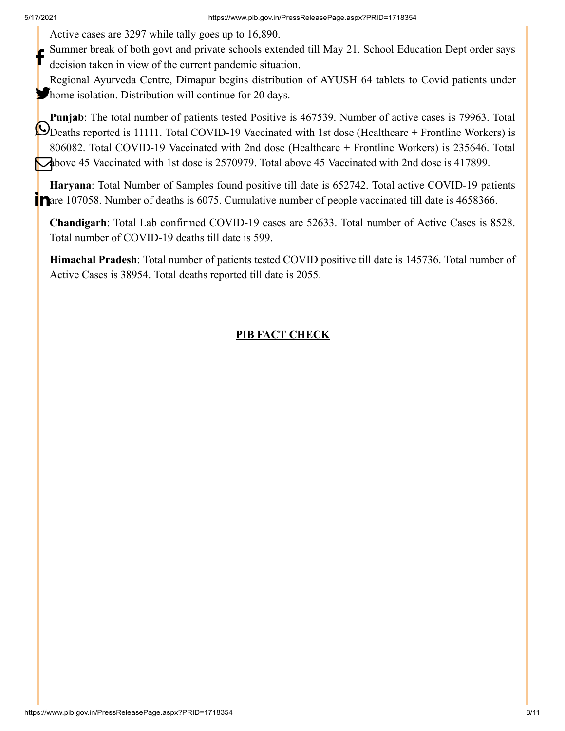Active cases are 3297 while tally goes up to 16,890.

Summer break of both govt and private schools extended till May 21. School Education Dept order says decision taken in view of the current pandemic situation.

Regional Ayurveda Centre, Dimapur begins distribution of AYUSH 64 tablets to Covid patients under home isolation. Distribution will continue for 20 days.

**Punjab**: The total number of patients tested Positive is 467539. Number of active cases is 79963. Total Deaths reported is 11111. Total COVID-19 Vaccinated with 1st dose (Healthcare + Frontline Workers) is 806082. Total COVID-19 Vaccinated with 2nd dose (Healthcare + Frontline Workers) is 235646. Total above 45 Vaccinated with 1st dose is 2570979. Total above 45 Vaccinated with 2nd dose is 417899.

**Haryana**: Total Number of Samples found positive till date is 652742. Total active COVID-19 patients are 107058. Number of deaths is 6075. Cumulative number of people vaccinated till date is 4658366.

**Chandigarh**: Total Lab confirmed COVID-19 cases are 52633. Total number of Active Cases is 8528. Total number of COVID-19 deaths till date is 599.

**Himachal Pradesh**: Total number of patients tested COVID positive till date is 145736. Total number of Active Cases is 38954. Total deaths reported till date is 2055.

**PIB FACT CHECK**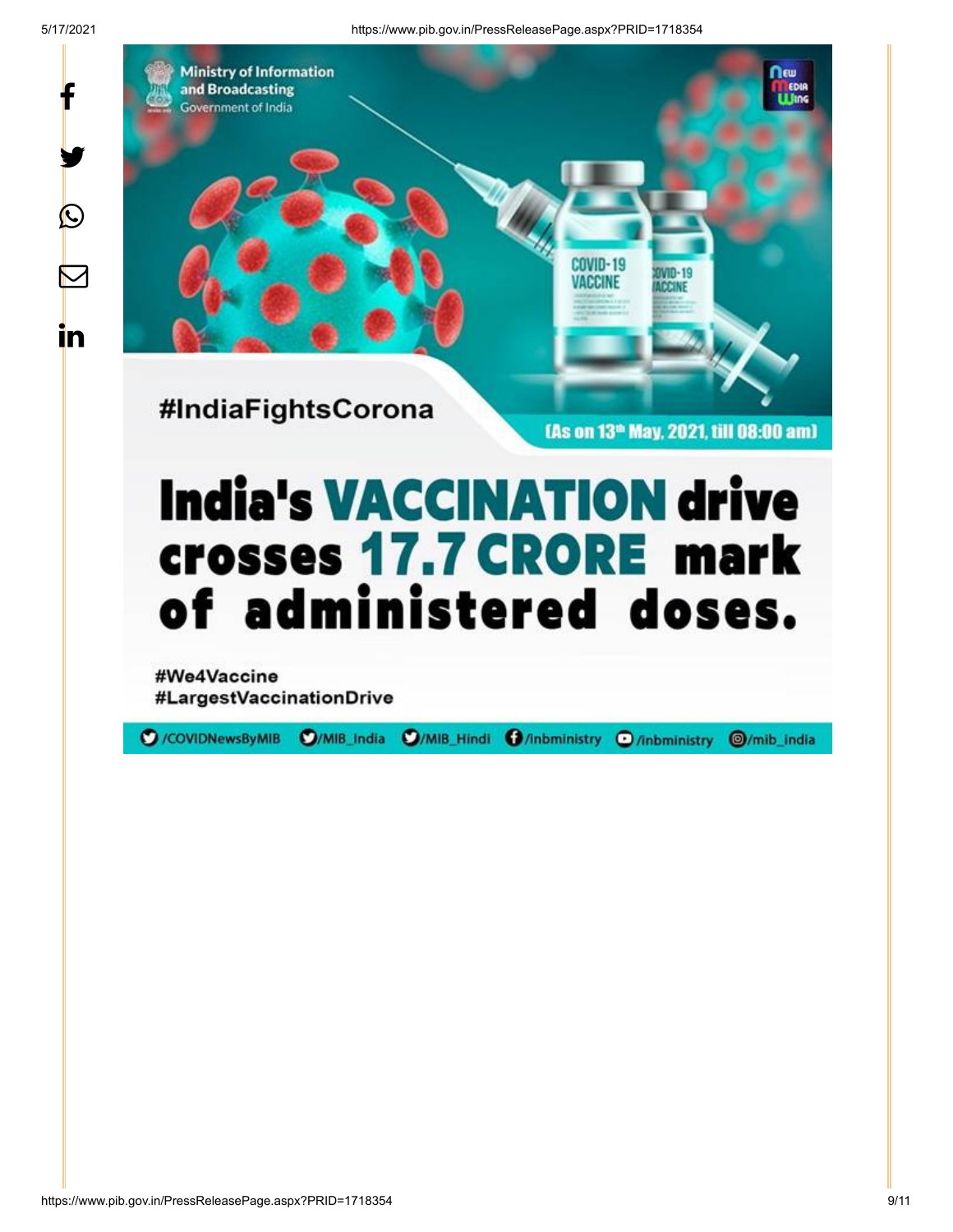Ministry of Information and Broadcasting
Government of India

#IndiaFightsCorona

(As on 13th May, 2021, till 08:00 am)

**India's VACCINATION drive crosses 17.7 CRORE mark of administered doses.**

#We4Vaccine
#LargestVaccinationDrive

/COVIDNewsByMIB /MIB_India /MIB_Hindi /inbministry /inbministry /mib_india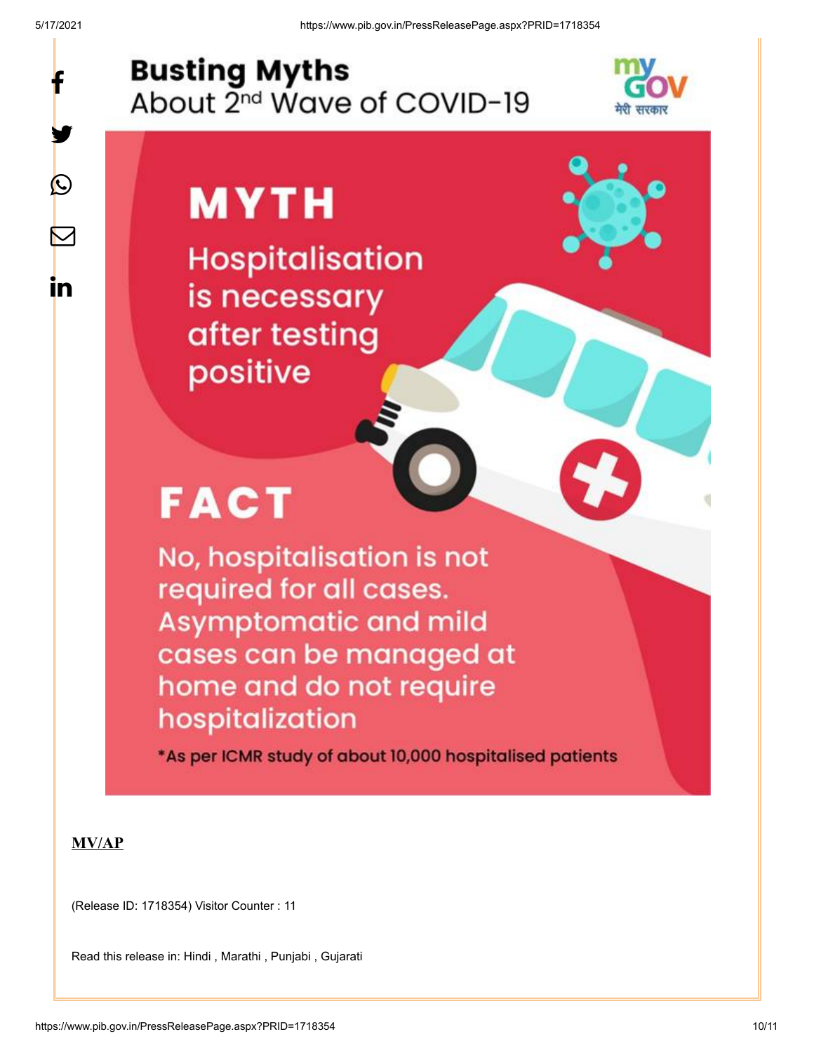# Busting Myths

About 2nd Wave of COVID-19

MyGov मेरी सरकार

## MYTH

Hospitalisation is necessary after testing positive

## FACT

No, hospitalisation is not required for all cases. Asymptomatic and mild cases can be managed at home and do not require hospitalization

*As per ICMR study of about 10,000 hospitalised patients

**MV/AP**

(Release ID: 1718354) Visitor Counter : 11

Read this release in: Hindi , Marathi , Punjabi , Gujarati